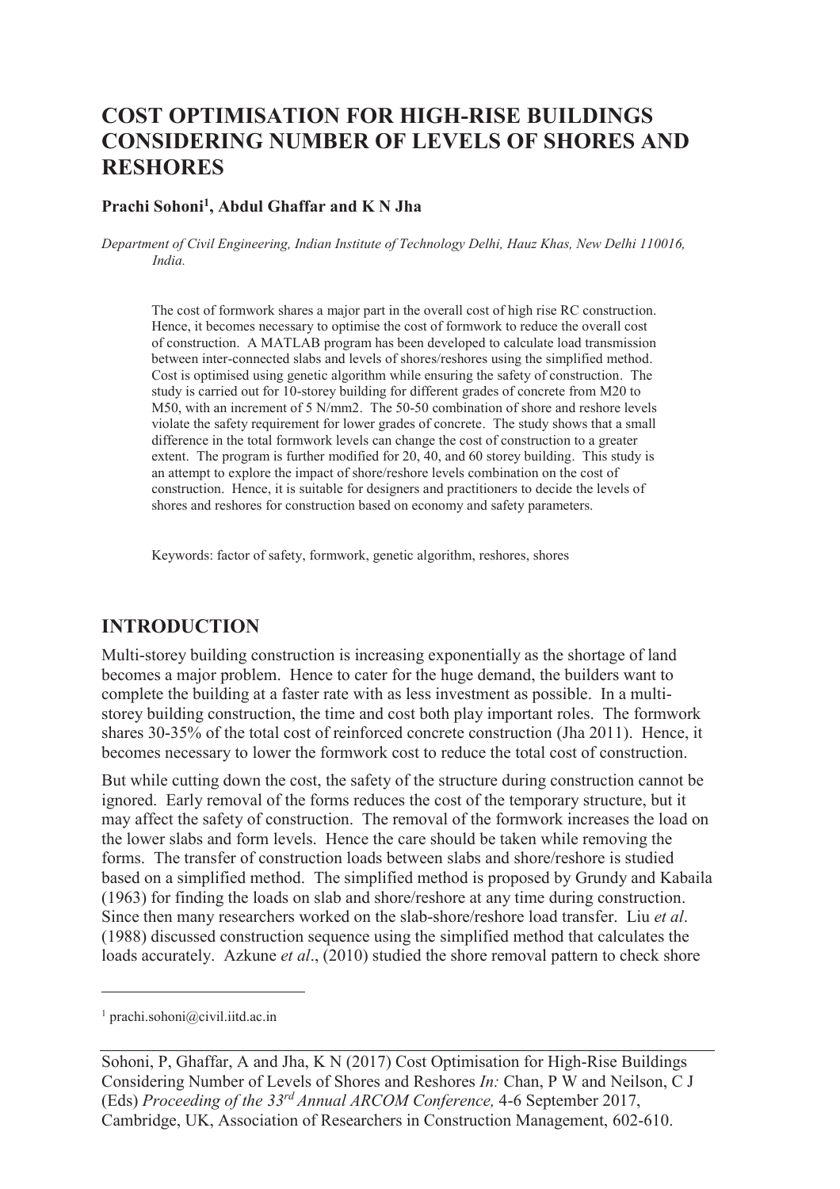# COST OPTIMISATION FOR HIGH-RISE BUILDINGS CONSIDERING NUMBER OF LEVELS OF SHORES AND RESHORES

**Prachi Sohoni[1], Abdul Ghaffar and K N Jha**

*Department of Civil Engineering, Indian Institute of Technology Delhi, Hauz Khas, New Delhi 110016, India.*

The cost of formwork shares a major part in the overall cost of high rise RC construction. Hence, it becomes necessary to optimise the cost of formwork to reduce the overall cost of construction. A MATLAB program has been developed to calculate load transmission between inter-connected slabs and levels of shores/reshores using the simplified method. Cost is optimised using genetic algorithm while ensuring the safety of construction. The study is carried out for 10-storey building for different grades of concrete from M20 to M50, with an increment of 5 N/mm2. The 50-50 combination of shore and reshore levels violate the safety requirement for lower grades of concrete. The study shows that a small difference in the total formwork levels can change the cost of construction to a greater extent. The program is further modified for 20, 40, and 60 storey building. This study is an attempt to explore the impact of shore/reshore levels combination on the cost of construction. Hence, it is suitable for designers and practitioners to decide the levels of shores and reshores for construction based on economy and safety parameters.

Keywords: factor of safety, formwork, genetic algorithm, reshores, shores

## INTRODUCTION

Multi-storey building construction is increasing exponentially as the shortage of land becomes a major problem. Hence to cater for the huge demand, the builders want to complete the building at a faster rate with as less investment as possible. In a multi-storey building construction, the time and cost both play important roles. The formwork shares 30-35% of the total cost of reinforced concrete construction (Jha 2011). Hence, it becomes necessary to lower the formwork cost to reduce the total cost of construction.

But while cutting down the cost, the safety of the structure during construction cannot be ignored. Early removal of the forms reduces the cost of the temporary structure, but it may affect the safety of construction. The removal of the formwork increases the load on the lower slabs and form levels. Hence the care should be taken while removing the forms. The transfer of construction loads between slabs and shore/reshore is studied based on a simplified method. The simplified method is proposed by Grundy and Kabaila (1963) for finding the loads on slab and shore/reshore at any time during construction. Since then many researchers worked on the slab-shore/reshore load transfer. Liu *et al*. (1988) discussed construction sequence using the simplified method that calculates the loads accurately. Azkune *et al*., (2010) studied the shore removal pattern to check shore

[1] prachi.sohoni@civil.iitd.ac.in

Sohoni, P, Ghaffar, A and Jha, K N (2017) Cost Optimisation for High-Rise Buildings Considering Number of Levels of Shores and Reshores *In:* Chan, P W and Neilson, C J (Eds) *Proceeding of the 33rd Annual ARCOM Conference,* 4-6 September 2017, Cambridge, UK, Association of Researchers in Construction Management, 602-610.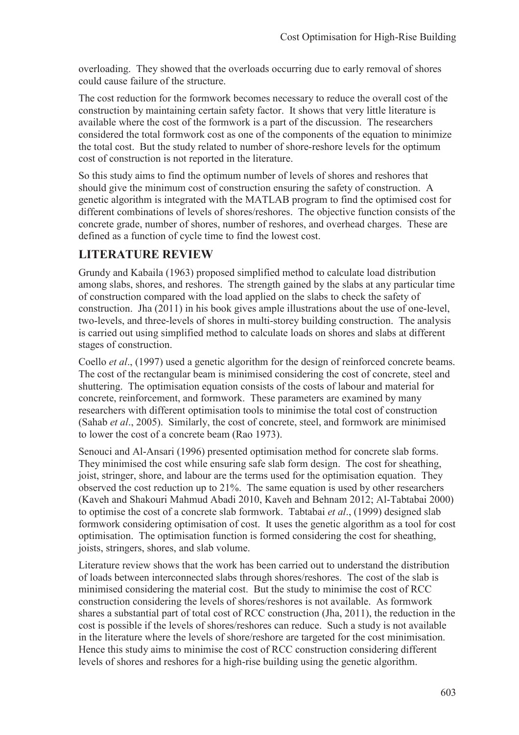overloading. They showed that the overloads occurring due to early removal of shores could cause failure of the structure.

The cost reduction for the formwork becomes necessary to reduce the overall cost of the construction by maintaining certain safety factor. It shows that very little literature is available where the cost of the formwork is a part of the discussion. The researchers considered the total formwork cost as one of the components of the equation to minimize the total cost. But the study related to number of shore-reshore levels for the optimum cost of construction is not reported in the literature.

So this study aims to find the optimum number of levels of shores and reshores that should give the minimum cost of construction ensuring the safety of construction. A genetic algorithm is integrated with the MATLAB program to find the optimised cost for different combinations of levels of shores/reshores. The objective function consists of the concrete grade, number of shores, number of reshores, and overhead charges. These are defined as a function of cycle time to find the lowest cost.

## LITERATURE REVIEW

Grundy and Kabaila (1963) proposed simplified method to calculate load distribution among slabs, shores, and reshores. The strength gained by the slabs at any particular time of construction compared with the load applied on the slabs to check the safety of construction. Jha (2011) in his book gives ample illustrations about the use of one-level, two-levels, and three-levels of shores in multi-storey building construction. The analysis is carried out using simplified method to calculate loads on shores and slabs at different stages of construction.

Coello *et al*., (1997) used a genetic algorithm for the design of reinforced concrete beams. The cost of the rectangular beam is minimised considering the cost of concrete, steel and shuttering. The optimisation equation consists of the costs of labour and material for concrete, reinforcement, and formwork. These parameters are examined by many researchers with different optimisation tools to minimise the total cost of construction (Sahab *et al*., 2005). Similarly, the cost of concrete, steel, and formwork are minimised to lower the cost of a concrete beam (Rao 1973).

Senouci and Al-Ansari (1996) presented optimisation method for concrete slab forms. They minimised the cost while ensuring safe slab form design. The cost for sheathing, joist, stringer, shore, and labour are the terms used for the optimisation equation. They observed the cost reduction up to 21%. The same equation is used by other researchers (Kaveh and Shakouri Mahmud Abadi 2010, Kaveh and Behnam 2012; Al-Tabtabai 2000) to optimise the cost of a concrete slab formwork. Tabtabai *et al*., (1999) designed slab formwork considering optimisation of cost. It uses the genetic algorithm as a tool for cost optimisation. The optimisation function is formed considering the cost for sheathing, joists, stringers, shores, and slab volume.

Literature review shows that the work has been carried out to understand the distribution of loads between interconnected slabs through shores/reshores. The cost of the slab is minimised considering the material cost. But the study to minimise the cost of RCC construction considering the levels of shores/reshores is not available. As formwork shares a substantial part of total cost of RCC construction (Jha, 2011), the reduction in the cost is possible if the levels of shores/reshores can reduce. Such a study is not available in the literature where the levels of shore/reshore are targeted for the cost minimisation. Hence this study aims to minimise the cost of RCC construction considering different levels of shores and reshores for a high-rise building using the genetic algorithm.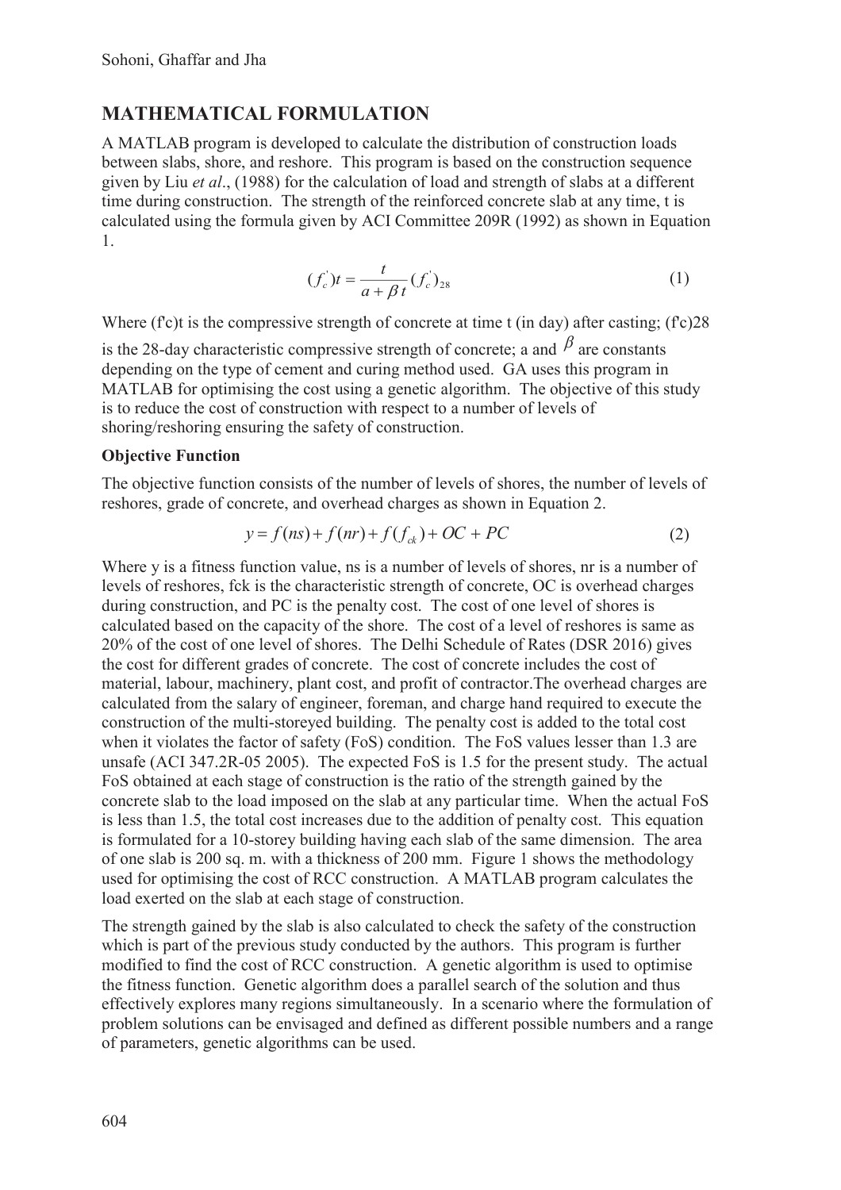## MATHEMATICAL FORMULATION

A MATLAB program is developed to calculate the distribution of construction loads between slabs, shore, and reshore. This program is based on the construction sequence given by Liu *et al*., (1988) for the calculation of load and strength of slabs at a different time during construction. The strength of the reinforced concrete slab at any time, t is calculated using the formula given by ACI Committee 209R (1992) as shown in Equation 1.

$$(f_c^{'})t = \frac{t}{a + \beta t}(f_c^{'})_{28} \tag{1}$$

Where (f'c)t is the compressive strength of concrete at time t (in day) after casting; (f'c)28 is the 28-day characteristic compressive strength of concrete; a and $\beta$ are constants depending on the type of cement and curing method used. GA uses this program in MATLAB for optimising the cost using a genetic algorithm. The objective of this study is to reduce the cost of construction with respect to a number of levels of shoring/reshoring ensuring the safety of construction.

### Objective Function

The objective function consists of the number of levels of shores, the number of levels of reshores, grade of concrete, and overhead charges as shown in Equation 2.

$$y = f(ns) + f(nr) + f(f_{ck}) + OC + PC \tag{2}$$

Where y is a fitness function value, ns is a number of levels of shores, nr is a number of levels of reshores, fck is the characteristic strength of concrete, OC is overhead charges during construction, and PC is the penalty cost. The cost of one level of shores is calculated based on the capacity of the shore. The cost of a level of reshores is same as 20% of the cost of one level of shores. The Delhi Schedule of Rates (DSR 2016) gives the cost for different grades of concrete. The cost of concrete includes the cost of material, labour, machinery, plant cost, and profit of contractor.The overhead charges are calculated from the salary of engineer, foreman, and charge hand required to execute the construction of the multi-storeyed building. The penalty cost is added to the total cost when it violates the factor of safety (FoS) condition. The FoS values lesser than 1.3 are unsafe (ACI 347.2R-05 2005). The expected FoS is 1.5 for the present study. The actual FoS obtained at each stage of construction is the ratio of the strength gained by the concrete slab to the load imposed on the slab at any particular time. When the actual FoS is less than 1.5, the total cost increases due to the addition of penalty cost. This equation is formulated for a 10-storey building having each slab of the same dimension. The area of one slab is 200 sq. m. with a thickness of 200 mm. Figure 1 shows the methodology used for optimising the cost of RCC construction. A MATLAB program calculates the load exerted on the slab at each stage of construction.

The strength gained by the slab is also calculated to check the safety of the construction which is part of the previous study conducted by the authors. This program is further modified to find the cost of RCC construction. A genetic algorithm is used to optimise the fitness function. Genetic algorithm does a parallel search of the solution and thus effectively explores many regions simultaneously. In a scenario where the formulation of problem solutions can be envisaged and defined as different possible numbers and a range of parameters, genetic algorithms can be used.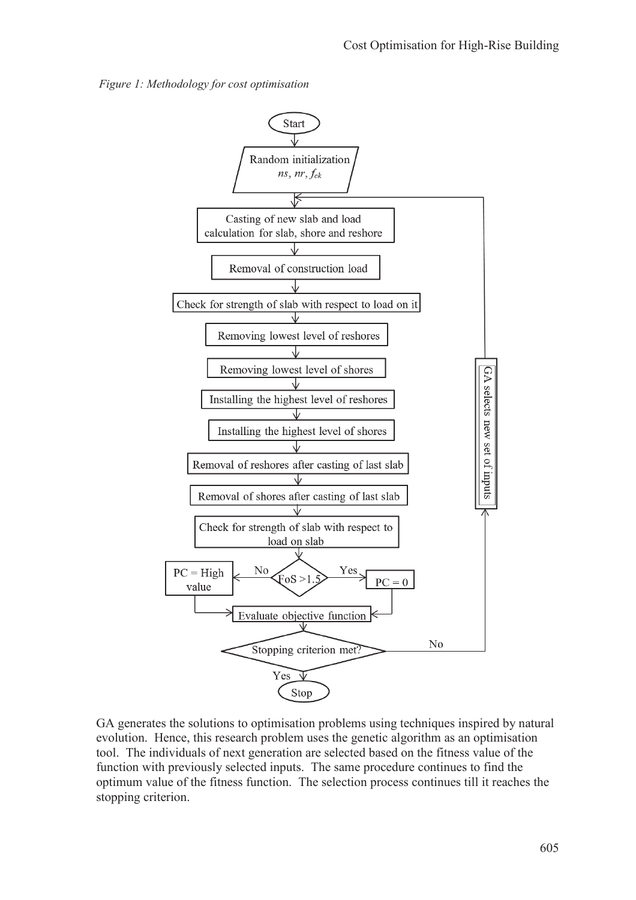*Figure 1: Methodology for cost optimisation*

```
Start
  ↓
Random initialization
ns, nr, fck
  ↓
Casting of new slab and load calculation for slab, shore and reshore  ←──────┐
  ↓                                                                          │
Removal of construction load                                                 │
  ↓                                                                          │
Check for strength of slab with respect to load on it                        │
  ↓                                                                          │
Removing lowest level of reshores                                            │
  ↓                                                                          │
Removing lowest level of shores                                   GA selects new set of inputs
  ↓                                                                          │
Installing the highest level of reshores                                     │
  ↓                                                                          │
Installing the highest level of shores                                       │
  ↓                                                                          │
Removal of reshores after casting of last slab                               │
  ↓                                                                          │
Removal of shores after casting of last slab                                 │
  ↓                                                                          │
Check for strength of slab with respect to load on slab                      │
  ↓                                                                          │
FoS > 1.5 ?                                                                  │
  No  → PC = High value                                                      │
  Yes → PC = 0                                                               │
  ↓                                                                          │
Evaluate objective function                                                  │
  ↓                                                                          │
Stopping criterion met? ── No ───────────────────────────────────────────────┘
  ↓ Yes
Stop
```

GA generates the solutions to optimisation problems using techniques inspired by natural evolution. Hence, this research problem uses the genetic algorithm as an optimisation tool. The individuals of next generation are selected based on the fitness value of the function with previously selected inputs. The same procedure continues to find the optimum value of the fitness function. The selection process continues till it reaches the stopping criterion.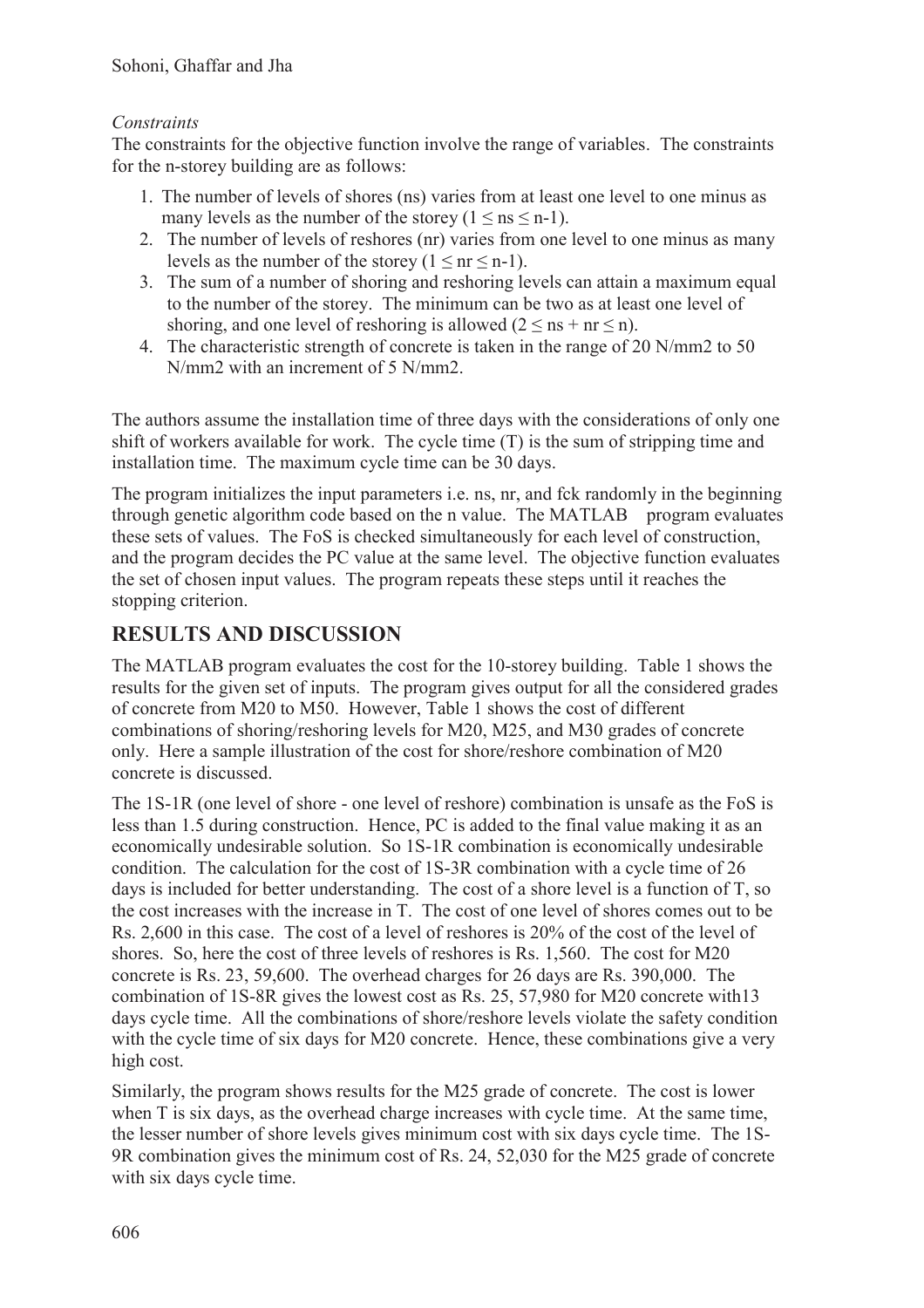*Constraints*

The constraints for the objective function involve the range of variables. The constraints for the n-storey building are as follows:

1. The number of levels of shores (ns) varies from at least one level to one minus as many levels as the number of the storey ($1 \leq ns \leq n-1$).
2. The number of levels of reshores (nr) varies from one level to one minus as many levels as the number of the storey ($1 \leq nr \leq n-1$).
3. The sum of a number of shoring and reshoring levels can attain a maximum equal to the number of the storey. The minimum can be two as at least one level of shoring, and one level of reshoring is allowed ($2 \leq ns + nr \leq n$).
4. The characteristic strength of concrete is taken in the range of 20 N/mm2 to 50 N/mm2 with an increment of 5 N/mm2.

The authors assume the installation time of three days with the considerations of only one shift of workers available for work. The cycle time (T) is the sum of stripping time and installation time. The maximum cycle time can be 30 days.

The program initializes the input parameters i.e. ns, nr, and fck randomly in the beginning through genetic algorithm code based on the n value. The MATLAB program evaluates these sets of values. The FoS is checked simultaneously for each level of construction, and the program decides the PC value at the same level. The objective function evaluates the set of chosen input values. The program repeats these steps until it reaches the stopping criterion.

## RESULTS AND DISCUSSION

The MATLAB program evaluates the cost for the 10-storey building. Table 1 shows the results for the given set of inputs. The program gives output for all the considered grades of concrete from M20 to M50. However, Table 1 shows the cost of different combinations of shoring/reshoring levels for M20, M25, and M30 grades of concrete only. Here a sample illustration of the cost for shore/reshore combination of M20 concrete is discussed.

The 1S-1R (one level of shore - one level of reshore) combination is unsafe as the FoS is less than 1.5 during construction. Hence, PC is added to the final value making it as an economically undesirable solution. So 1S-1R combination is economically undesirable condition. The calculation for the cost of 1S-3R combination with a cycle time of 26 days is included for better understanding. The cost of a shore level is a function of T, so the cost increases with the increase in T. The cost of one level of shores comes out to be Rs. 2,600 in this case. The cost of a level of reshores is 20% of the cost of the level of shores. So, here the cost of three levels of reshores is Rs. 1,560. The cost for M20 concrete is Rs. 23, 59,600. The overhead charges for 26 days are Rs. 390,000. The combination of 1S-8R gives the lowest cost as Rs. 25, 57,980 for M20 concrete with13 days cycle time. All the combinations of shore/reshore levels violate the safety condition with the cycle time of six days for M20 concrete. Hence, these combinations give a very high cost.

Similarly, the program shows results for the M25 grade of concrete. The cost is lower when T is six days, as the overhead charge increases with cycle time. At the same time, the lesser number of shore levels gives minimum cost with six days cycle time. The 1S-9R combination gives the minimum cost of Rs. 24, 52,030 for the M25 grade of concrete with six days cycle time.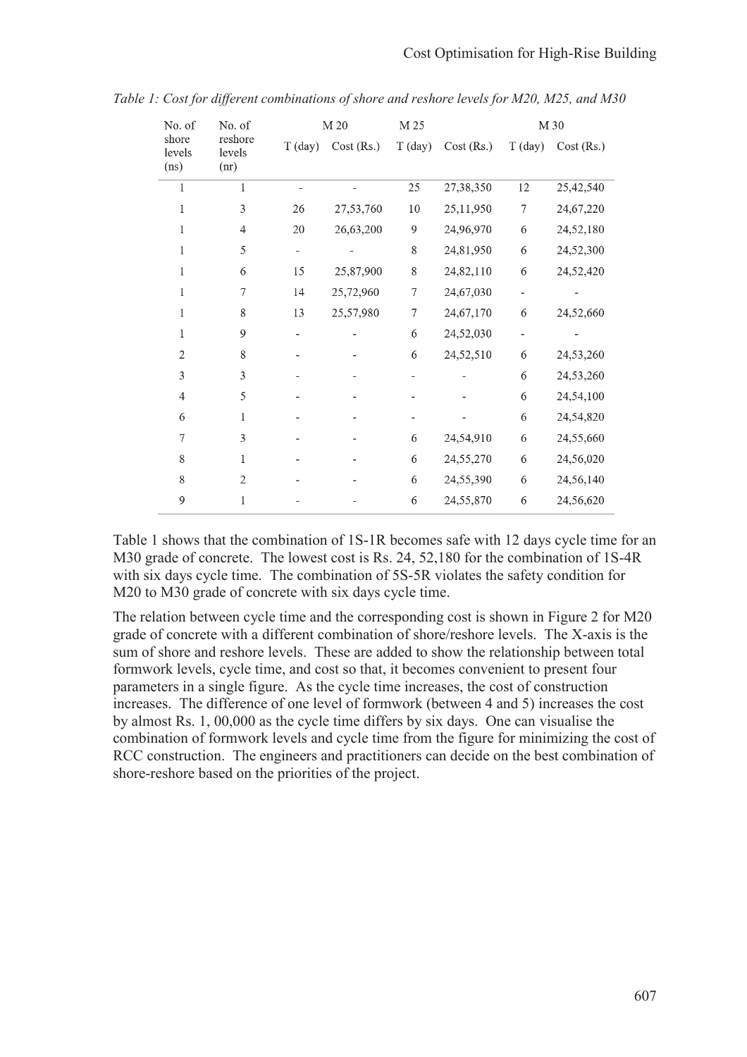*Table 1: Cost for different combinations of shore and reshore levels for M20, M25, and M30*

| No. of shore levels (ns) | No. of reshore levels (nr) | M 20 | | M 25 | | M 30 | |
|---|---|---|---|---|---|---|---|
| | | T (day) | Cost (Rs.) | T (day) | Cost (Rs.) | T (day) | Cost (Rs.) |
| 1 | 1 | - | - | 25 | 27,38,350 | 12 | 25,42,540 |
| 1 | 3 | 26 | 27,53,760 | 10 | 25,11,950 | 7 | 24,67,220 |
| 1 | 4 | 20 | 26,63,200 | 9 | 24,96,970 | 6 | 24,52,180 |
| 1 | 5 | - | - | 8 | 24,81,950 | 6 | 24,52,300 |
| 1 | 6 | 15 | 25,87,900 | 8 | 24,82,110 | 6 | 24,52,420 |
| 1 | 7 | 14 | 25,72,960 | 7 | 24,67,030 | - | - |
| 1 | 8 | 13 | 25,57,980 | 7 | 24,67,170 | 6 | 24,52,660 |
| 1 | 9 | - | - | 6 | 24,52,030 | - | - |
| 2 | 8 | - | - | 6 | 24,52,510 | 6 | 24,53,260 |
| 3 | 3 | - | - | - | - | 6 | 24,53,260 |
| 4 | 5 | - | - | - | - | 6 | 24,54,100 |
| 6 | 1 | - | - | - | - | 6 | 24,54,820 |
| 7 | 3 | - | - | 6 | 24,54,910 | 6 | 24,55,660 |
| 8 | 1 | - | - | 6 | 24,55,270 | 6 | 24,56,020 |
| 8 | 2 | - | - | 6 | 24,55,390 | 6 | 24,56,140 |
| 9 | 1 | - | - | 6 | 24,55,870 | 6 | 24,56,620 |

Table 1 shows that the combination of 1S-1R becomes safe with 12 days cycle time for an M30 grade of concrete. The lowest cost is Rs. 24, 52,180 for the combination of 1S-4R with six days cycle time. The combination of 5S-5R violates the safety condition for M20 to M30 grade of concrete with six days cycle time.

The relation between cycle time and the corresponding cost is shown in Figure 2 for M20 grade of concrete with a different combination of shore/reshore levels. The X-axis is the sum of shore and reshore levels. These are added to show the relationship between total formwork levels, cycle time, and cost so that, it becomes convenient to present four parameters in a single figure. As the cycle time increases, the cost of construction increases. The difference of one level of formwork (between 4 and 5) increases the cost by almost Rs. 1, 00,000 as the cycle time differs by six days. One can visualise the combination of formwork levels and cycle time from the figure for minimizing the cost of RCC construction. The engineers and practitioners can decide on the best combination of shore-reshore based on the priorities of the project.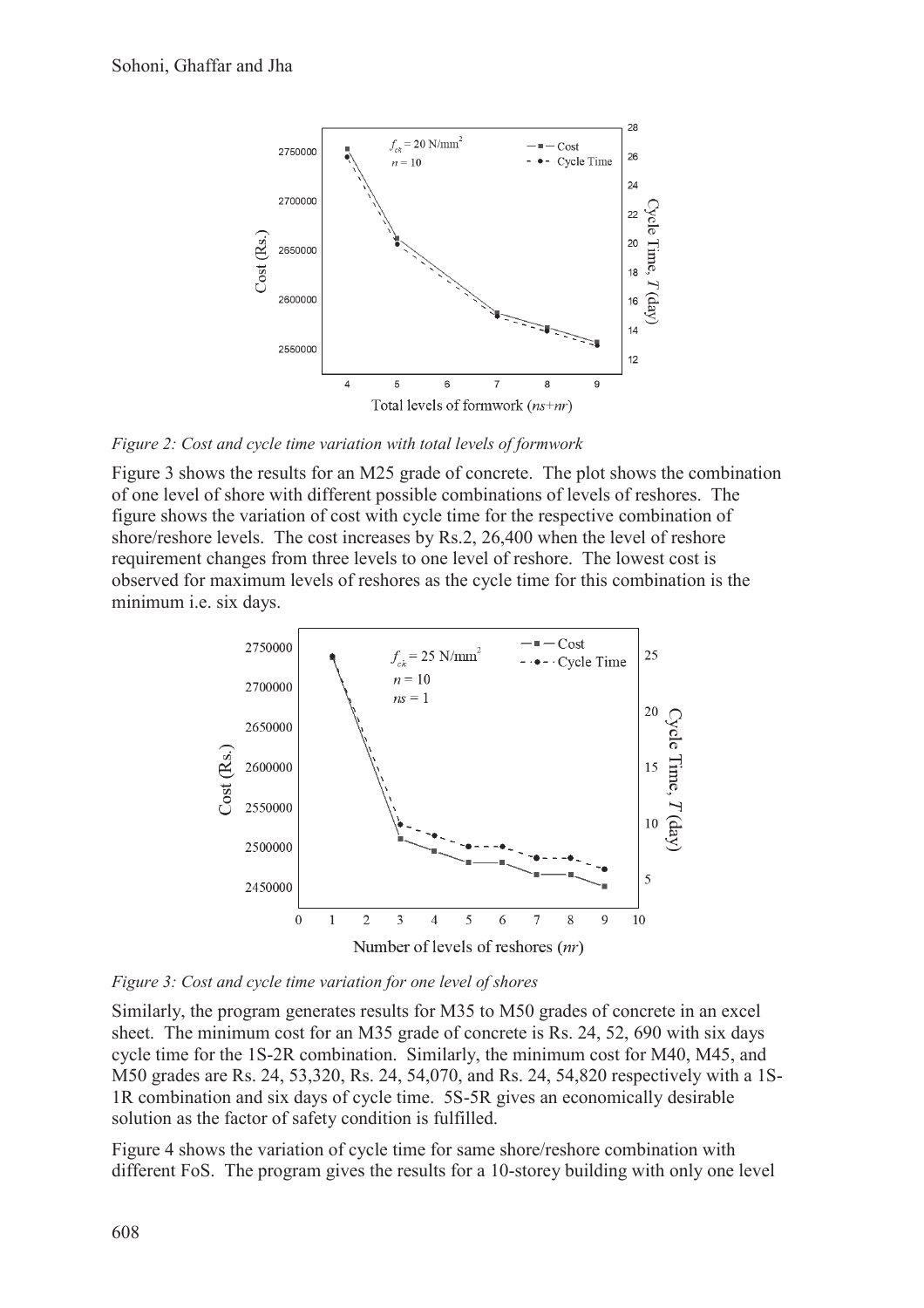*Figure 2: Cost and cycle time variation with total levels of formwork*

Figure 3 shows the results for an M25 grade of concrete. The plot shows the combination of one level of shore with different possible combinations of levels of reshores. The figure shows the variation of cost with cycle time for the respective combination of shore/reshore levels. The cost increases by Rs.2, 26,400 when the level of reshore requirement changes from three levels to one level of reshore. The lowest cost is observed for maximum levels of reshores as the cycle time for this combination is the minimum i.e. six days.

*Figure 3: Cost and cycle time variation for one level of shores*

Similarly, the program generates results for M35 to M50 grades of concrete in an excel sheet. The minimum cost for an M35 grade of concrete is Rs. 24, 52, 690 with six days cycle time for the 1S-2R combination. Similarly, the minimum cost for M40, M45, and M50 grades are Rs. 24, 53,320, Rs. 24, 54,070, and Rs. 24, 54,820 respectively with a 1S-1R combination and six days of cycle time. 5S-5R gives an economically desirable solution as the factor of safety condition is fulfilled.

Figure 4 shows the variation of cycle time for same shore/reshore combination with different FoS. The program gives the results for a 10-storey building with only one level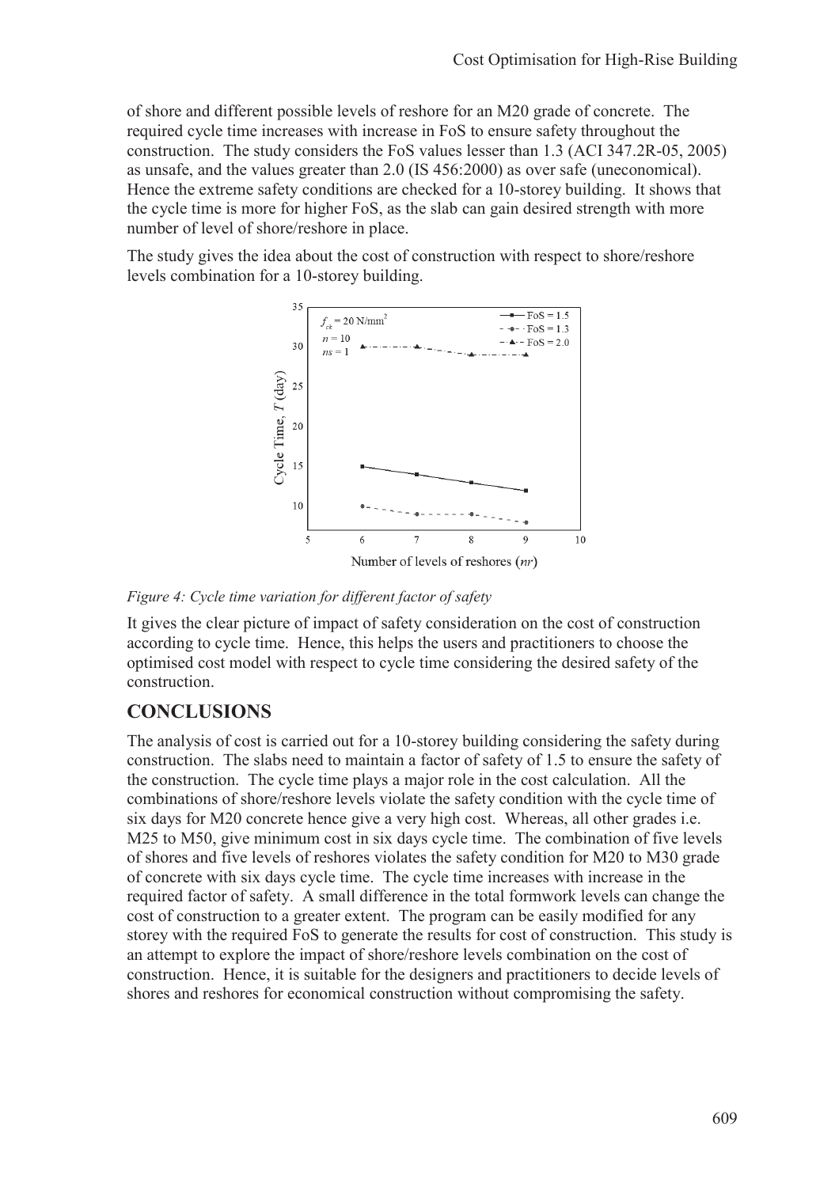of shore and different possible levels of reshore for an M20 grade of concrete. The required cycle time increases with increase in FoS to ensure safety throughout the construction. The study considers the FoS values lesser than 1.3 (ACI 347.2R-05, 2005) as unsafe, and the values greater than 2.0 (IS 456:2000) as over safe (uneconomical). Hence the extreme safety conditions are checked for a 10-storey building. It shows that the cycle time is more for higher FoS, as the slab can gain desired strength with more number of level of shore/reshore in place.

The study gives the idea about the cost of construction with respect to shore/reshore levels combination for a 10-storey building.

*Figure 4: Cycle time variation for different factor of safety*

It gives the clear picture of impact of safety consideration on the cost of construction according to cycle time. Hence, this helps the users and practitioners to choose the optimised cost model with respect to cycle time considering the desired safety of the construction.

## CONCLUSIONS

The analysis of cost is carried out for a 10-storey building considering the safety during construction. The slabs need to maintain a factor of safety of 1.5 to ensure the safety of the construction. The cycle time plays a major role in the cost calculation. All the combinations of shore/reshore levels violate the safety condition with the cycle time of six days for M20 concrete hence give a very high cost. Whereas, all other grades i.e. M25 to M50, give minimum cost in six days cycle time. The combination of five levels of shores and five levels of reshores violates the safety condition for M20 to M30 grade of concrete with six days cycle time. The cycle time increases with increase in the required factor of safety. A small difference in the total formwork levels can change the cost of construction to a greater extent. The program can be easily modified for any storey with the required FoS to generate the results for cost of construction. This study is an attempt to explore the impact of shore/reshore levels combination on the cost of construction. Hence, it is suitable for the designers and practitioners to decide levels of shores and reshores for economical construction without compromising the safety.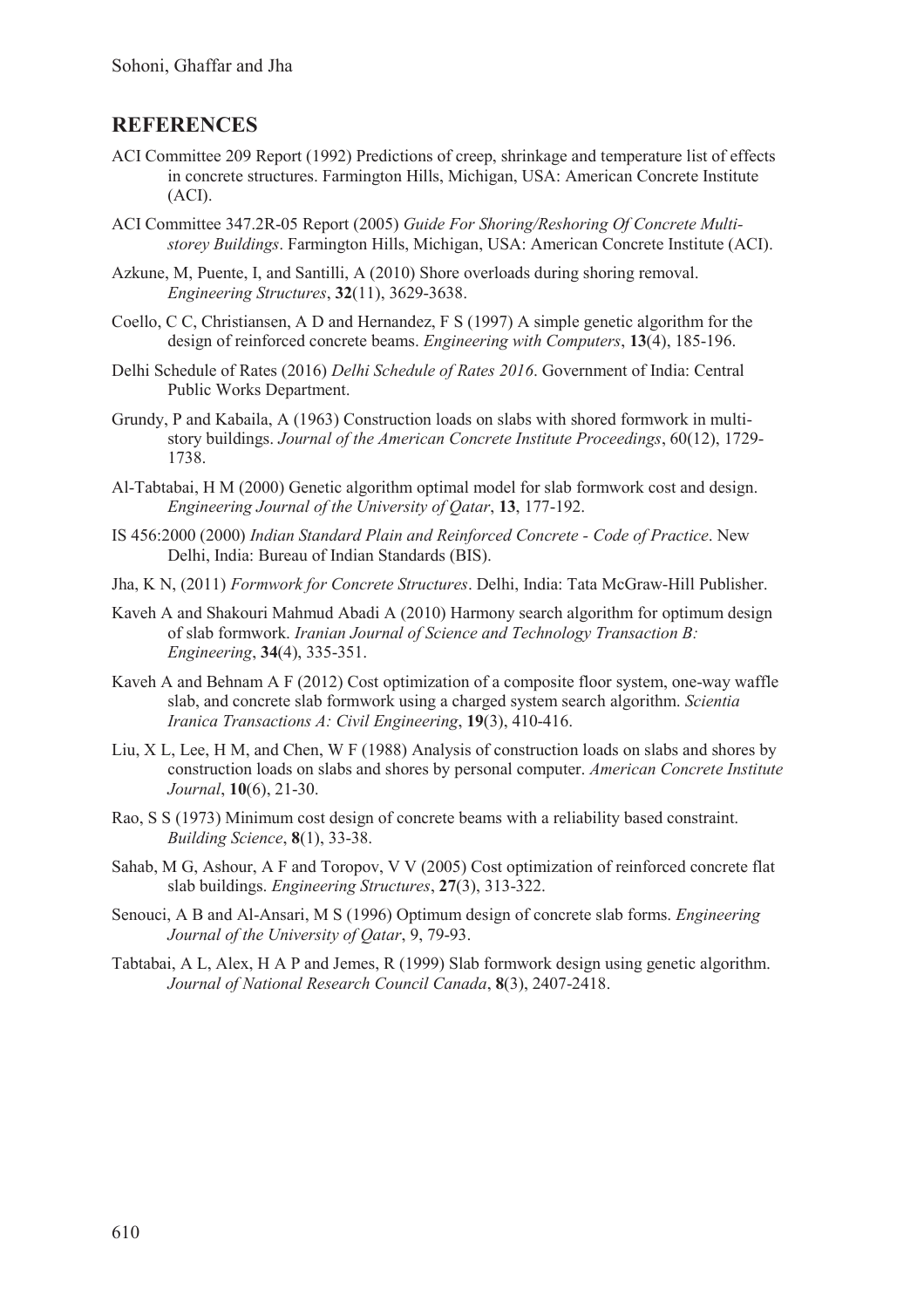## REFERENCES

ACI Committee 209 Report (1992) Predictions of creep, shrinkage and temperature list of effects in concrete structures. Farmington Hills, Michigan, USA: American Concrete Institute (ACI).

ACI Committee 347.2R-05 Report (2005) *Guide For Shoring/Reshoring Of Concrete Multi-storey Buildings*. Farmington Hills, Michigan, USA: American Concrete Institute (ACI).

Azkune, M, Puente, I, and Santilli, A (2010) Shore overloads during shoring removal. *Engineering Structures*, **32**(11), 3629-3638.

Coello, C C, Christiansen, A D and Hernandez, F S (1997) A simple genetic algorithm for the design of reinforced concrete beams. *Engineering with Computers*, **13**(4), 185-196.

Delhi Schedule of Rates (2016) *Delhi Schedule of Rates 2016*. Government of India: Central Public Works Department.

Grundy, P and Kabaila, A (1963) Construction loads on slabs with shored formwork in multi-story buildings. *Journal of the American Concrete Institute Proceedings*, 60(12), 1729-1738.

Al-Tabtabai, H M (2000) Genetic algorithm optimal model for slab formwork cost and design. *Engineering Journal of the University of Qatar*, **13**, 177-192.

IS 456:2000 (2000) *Indian Standard Plain and Reinforced Concrete - Code of Practice*. New Delhi, India: Bureau of Indian Standards (BIS).

Jha, K N, (2011) *Formwork for Concrete Structures*. Delhi, India: Tata McGraw-Hill Publisher.

Kaveh A and Shakouri Mahmud Abadi A (2010) Harmony search algorithm for optimum design of slab formwork. *Iranian Journal of Science and Technology Transaction B: Engineering*, **34**(4), 335-351.

Kaveh A and Behnam A F (2012) Cost optimization of a composite floor system, one-way waffle slab, and concrete slab formwork using a charged system search algorithm. *Scientia Iranica Transactions A: Civil Engineering*, **19**(3), 410-416.

Liu, X L, Lee, H M, and Chen, W F (1988) Analysis of construction loads on slabs and shores by construction loads on slabs and shores by personal computer. *American Concrete Institute Journal*, **10**(6), 21-30.

Rao, S S (1973) Minimum cost design of concrete beams with a reliability based constraint. *Building Science*, **8**(1), 33-38.

Sahab, M G, Ashour, A F and Toropov, V V (2005) Cost optimization of reinforced concrete flat slab buildings. *Engineering Structures*, **27**(3), 313-322.

Senouci, A B and Al-Ansari, M S (1996) Optimum design of concrete slab forms. *Engineering Journal of the University of Qatar*, 9, 79-93.

Tabtabai, A L, Alex, H A P and Jemes, R (1999) Slab formwork design using genetic algorithm. *Journal of National Research Council Canada*, **8**(3), 2407-2418.